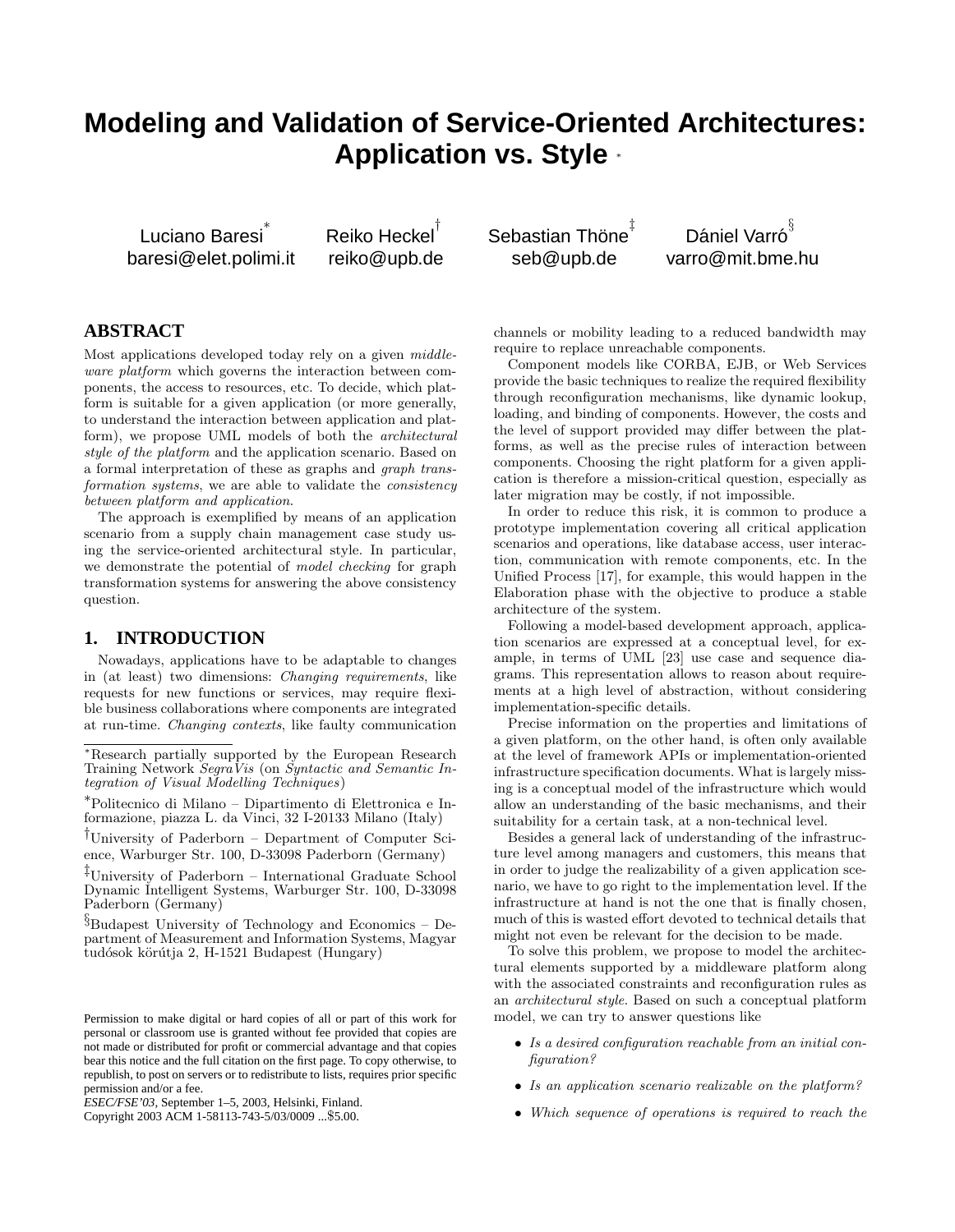# Modeling and Validation of Service-Oriented Architectures: Application vs. Style [*]

Luciano Baresi[*] baresi@elet.polimi.it

Reiko Heckel[†] reiko@upb.de

Sebastian Thöne[‡] seb@upb.de

Dániel Varró[§] varro@mit.bme.hu

## ABSTRACT

Most applications developed today rely on a given *middleware platform* which governs the interaction between components, the access to resources, etc. To decide, which platform is suitable for a given application (or more generally, to understand the interaction between application and platform), we propose UML models of both the *architectural style of the platform* and the application scenario. Based on a formal interpretation of these as graphs and *graph transformation systems*, we are able to validate the *consistency between platform and application*.

The approach is exemplified by means of an application scenario from a supply chain management case study using the service-oriented architectural style. In particular, we demonstrate the potential of *model checking* for graph transformation systems for answering the above consistency question.

## 1. INTRODUCTION

Nowadays, applications have to be adaptable to changes in (at least) two dimensions: *Changing requirements*, like requests for new functions or services, may require flexible business collaborations where components are integrated at run-time. *Changing contexts*, like faulty communication channels or mobility leading to a reduced bandwidth may require to replace unreachable components.

Component models like CORBA, EJB, or Web Services provide the basic techniques to realize the required flexibility through reconfiguration mechanisms, like dynamic lookup, loading, and binding of components. However, the costs and the level of support provided may differ between the platforms, as well as the precise rules of interaction between components. Choosing the right platform for a given application is therefore a mission-critical question, especially as later migration may be costly, if not impossible.

In order to reduce this risk, it is common to produce a prototype implementation covering all critical application scenarios and operations, like database access, user interaction, communication with remote components, etc. In the Unified Process [17], for example, this would happen in the Elaboration phase with the objective to produce a stable architecture of the system.

Following a model-based development approach, application scenarios are expressed at a conceptual level, for example, in terms of UML [23] use case and sequence diagrams. This representation allows to reason about requirements at a high level of abstraction, without considering implementation-specific details.

Precise information on the properties and limitations of a given platform, on the other hand, is often only available at the level of framework APIs or implementation-oriented infrastructure specification documents. What is largely missing is a conceptual model of the infrastructure which would allow an understanding of the basic mechanisms, and their suitability for a certain task, at a non-technical level.

Besides a general lack of understanding of the infrastructure level among managers and customers, this means that in order to judge the realizability of a given application scenario, we have to go right to the implementation level. If the infrastructure at hand is not the one that is finally chosen, much of this is wasted effort devoted to technical details that might not even be relevant for the decision to be made.

To solve this problem, we propose to model the architectural elements supported by a middleware platform along with the associated constraints and reconfiguration rules as an *architectural style*. Based on such a conceptual platform model, we can try to answer questions like

- *Is a desired configuration reachable from an initial configuration?*
- *Is an application scenario realizable on the platform?*
- *Which sequence of operations is required to reach the*

---

[*]Research partially supported by the European Research Training Network *SegraVis* (on *Syntactic and Semantic Integration of Visual Modelling Techniques*)

[*]Politecnico di Milano – Dipartimento di Elettronica e Informazione, piazza L. da Vinci, 32 I-20133 Milano (Italy)

[†]University of Paderborn – Department of Computer Science, Warburger Str. 100, D-33098 Paderborn (Germany)

[‡]University of Paderborn – International Graduate School Dynamic Intelligent Systems, Warburger Str. 100, D-33098 Paderborn (Germany)

[§]Budapest University of Technology and Economics – Department of Measurement and Information Systems, Magyar tudósok körútja 2, H-1521 Budapest (Hungary)

Permission to make digital or hard copies of all or part of this work for personal or classroom use is granted without fee provided that copies are not made or distributed for profit or commercial advantage and that copies bear this notice and the full citation on the first page. To copy otherwise, to republish, to post on servers or to redistribute to lists, requires prior specific permission and/or a fee.
*ESEC/FSE'03,* September 1–5, 2003, Helsinki, Finland.
Copyright 2003 ACM 1-58113-743-5/03/0009 ...$5.00.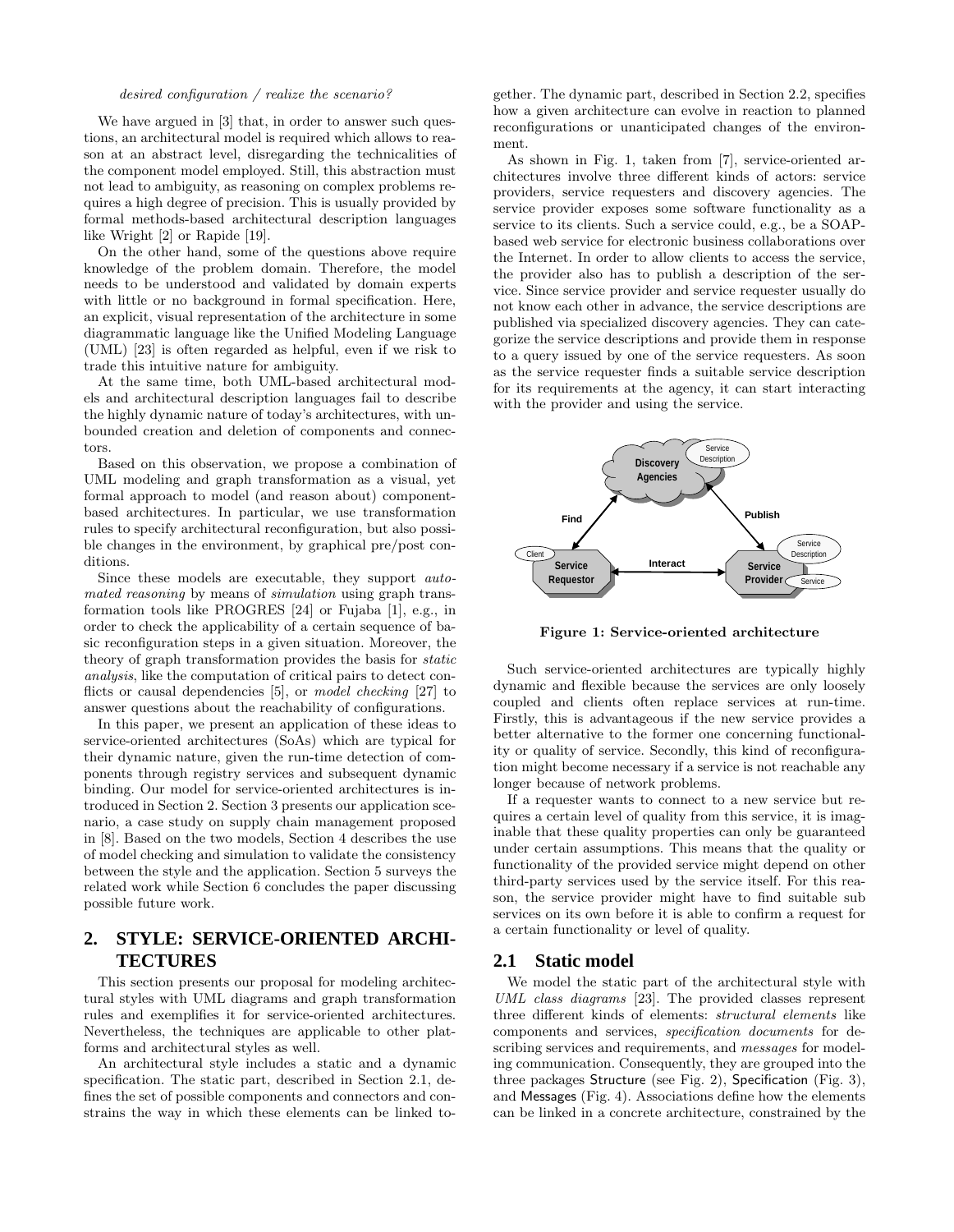*desired configuration / realize the scenario?*

We have argued in [3] that, in order to answer such questions, an architectural model is required which allows to reason at an abstract level, disregarding the technicalities of the component model employed. Still, this abstraction must not lead to ambiguity, as reasoning on complex problems requires a high degree of precision. This is usually provided by formal methods-based architectural description languages like Wright [2] or Rapide [19].

On the other hand, some of the questions above require knowledge of the problem domain. Therefore, the model needs to be understood and validated by domain experts with little or no background in formal specification. Here, an explicit, visual representation of the architecture in some diagrammatic language like the Unified Modeling Language (UML) [23] is often regarded as helpful, even if we risk to trade this intuitive nature for ambiguity.

At the same time, both UML-based architectural models and architectural description languages fail to describe the highly dynamic nature of today's architectures, with unbounded creation and deletion of components and connectors.

Based on this observation, we propose a combination of UML modeling and graph transformation as a visual, yet formal approach to model (and reason about) component-based architectures. In particular, we use transformation rules to specify architectural reconfiguration, but also possible changes in the environment, by graphical pre/post conditions.

Since these models are executable, they support *automated reasoning* by means of *simulation* using graph transformation tools like PROGRES [24] or Fujaba [1], e.g., in order to check the applicability of a certain sequence of basic reconfiguration steps in a given situation. Moreover, the theory of graph transformation provides the basis for *static analysis*, like the computation of critical pairs to detect conflicts or causal dependencies [5], or *model checking* [27] to answer questions about the reachability of configurations.

In this paper, we present an application of these ideas to service-oriented architectures (SoAs) which are typical for their dynamic nature, given the run-time detection of components through registry services and subsequent dynamic binding. Our model for service-oriented architectures is introduced in Section 2. Section 3 presents our application scenario, a case study on supply chain management proposed in [8]. Based on the two models, Section 4 describes the use of model checking and simulation to validate the consistency between the style and the application. Section 5 surveys the related work while Section 6 concludes the paper discussing possible future work.

## 2. STYLE: SERVICE-ORIENTED ARCHITECTURES

This section presents our proposal for modeling architectural styles with UML diagrams and graph transformation rules and exemplifies it for service-oriented architectures. Nevertheless, the techniques are applicable to other platforms and architectural styles as well.

An architectural style includes a static and a dynamic specification. The static part, described in Section 2.1, defines the set of possible components and connectors and constrains the way in which these elements can be linked together. The dynamic part, described in Section 2.2, specifies how a given architecture can evolve in reaction to planned reconfigurations or unanticipated changes of the environment.

As shown in Fig. 1, taken from [7], service-oriented architectures involve three different kinds of actors: service providers, service requesters and discovery agencies. The service provider exposes some software functionality as a service to its clients. Such a service could, e.g., be a SOAP-based web service for electronic business collaborations over the Internet. In order to allow clients to access the service, the provider also has to publish a description of the service. Since service provider and service requester usually do not know each other in advance, the service descriptions are published via specialized discovery agencies. They can categorize the service descriptions and provide them in response to a query issued by one of the service requesters. As soon as the service requester finds a suitable service description for its requirements at the agency, it can start interacting with the provider and using the service.

Service Description
Discovery Agencies
Find
Publish
Client
Service Requestor
Interact
Service Description
Service Provider
Service

**Figure 1: Service-oriented architecture**

Such service-oriented architectures are typically highly dynamic and flexible because the services are only loosely coupled and clients often replace services at run-time. Firstly, this is advantageous if the new service provides a better alternative to the former one concerning functionality or quality of service. Secondly, this kind of reconfiguration might become necessary if a service is not reachable any longer because of network problems.

If a requester wants to connect to a new service but requires a certain level of quality from this service, it is imaginable that these quality properties can only be guaranteed under certain assumptions. This means that the quality or functionality of the provided service might depend on other third-party services used by the service itself. For this reason, the service provider might have to find suitable sub services on its own before it is able to confirm a request for a certain functionality or level of quality.

### 2.1 Static model

We model the static part of the architectural style with *UML class diagrams* [23]. The provided classes represent three different kinds of elements: *structural elements* like components and services, *specification documents* for describing services and requirements, and *messages* for modeling communication. Consequently, they are grouped into the three packages Structure (see Fig. 2), Specification (Fig. 3), and Messages (Fig. 4). Associations define how the elements can be linked in a concrete architecture, constrained by the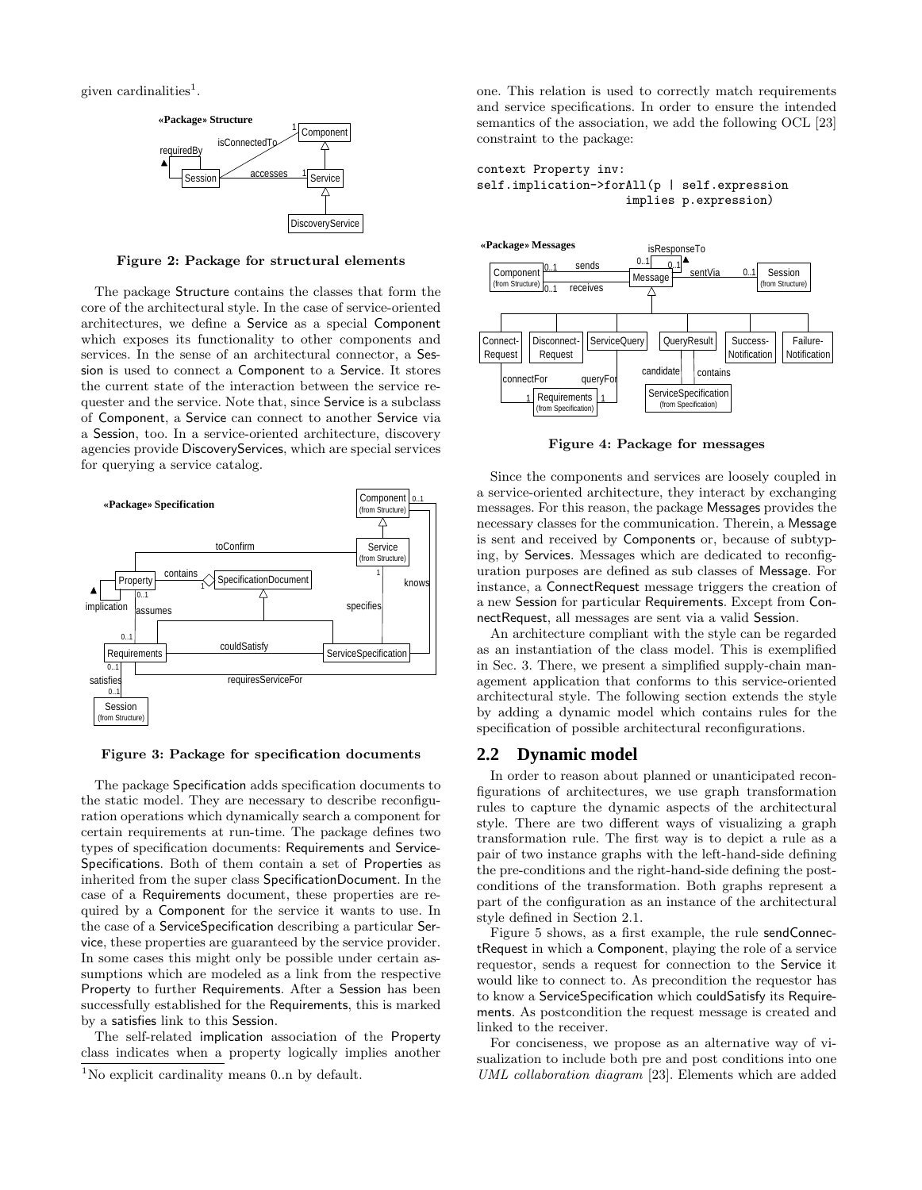given cardinalities[1].

**Figure 2: Package for structural elements**

The package Structure contains the classes that form the core of the architectural style. In the case of service-oriented architectures, we define a Service as a special Component which exposes its functionality to other components and services. In the sense of an architectural connector, a Session is used to connect a Component to a Service. It stores the current state of the interaction between the service requester and the service. Note that, since Service is a subclass of Component, a Service can connect to another Service via a Session, too. In a service-oriented architecture, discovery agencies provide DiscoveryServices, which are special services for querying a service catalog.

**Figure 3: Package for specification documents**

The package Specification adds specification documents to the static model. They are necessary to describe reconfiguration operations which dynamically search a component for certain requirements at run-time. The package defines two types of specification documents: Requirements and ServiceSpecifications. Both of them contain a set of Properties as inherited from the super class SpecificationDocument. In the case of a Requirements document, these properties are required by a Component for the service it wants to use. In the case of a ServiceSpecification describing a particular Service, these properties are guaranteed by the service provider. In some cases this might only be possible under certain assumptions which are modeled as a link from the respective Property to further Requirements. After a Session has been successfully established for the Requirements, this is marked by a satisfies link to this Session.

The self-related implication association of the Property class indicates when a property logically implies another one. This relation is used to correctly match requirements and service specifications. In order to ensure the intended semantics of the association, we add the following OCL [23] constraint to the package:

```
context Property inv:
self.implication->forAll(p | self.expression
                        implies p.expression)
```

**Figure 4: Package for messages**

Since the components and services are loosely coupled in a service-oriented architecture, they interact by exchanging messages. For this reason, the package Messages provides the necessary classes for the communication. Therein, a Message is sent and received by Components or, because of subtyping, by Services. Messages which are dedicated to reconfiguration purposes are defined as sub classes of Message. For instance, a ConnectRequest message triggers the creation of a new Session for particular Requirements. Except from ConnectRequest, all messages are sent via a valid Session.

An architecture compliant with the style can be regarded as an instantiation of the class model. This is exemplified in Sec. 3. There, we present a simplified supply-chain management application that conforms to this service-oriented architectural style. The following section extends the style by adding a dynamic model which contains rules for the specification of possible architectural reconfigurations.

## 2.2 Dynamic model

In order to reason about planned or unanticipated reconfigurations of architectures, we use graph transformation rules to capture the dynamic aspects of the architectural style. There are two different ways of visualizing a graph transformation rule. The first way is to depict a rule as a pair of two instance graphs with the left-hand-side defining the pre-conditions and the right-hand-side defining the postconditions of the transformation. Both graphs represent a part of the configuration as an instance of the architectural style defined in Section 2.1.

Figure 5 shows, as a first example, the rule sendConnectRequest in which a Component, playing the role of a service requestor, sends a request for connection to the Service it would like to connect to. As precondition the requestor has to know a ServiceSpecification which couldSatisfy its Requirements. As postcondition the request message is created and linked to the receiver.

For conciseness, we propose as an alternative way of visualization to include both pre and post conditions into one *UML collaboration diagram* [23]. Elements which are added

[1] No explicit cardinality means 0..n by default.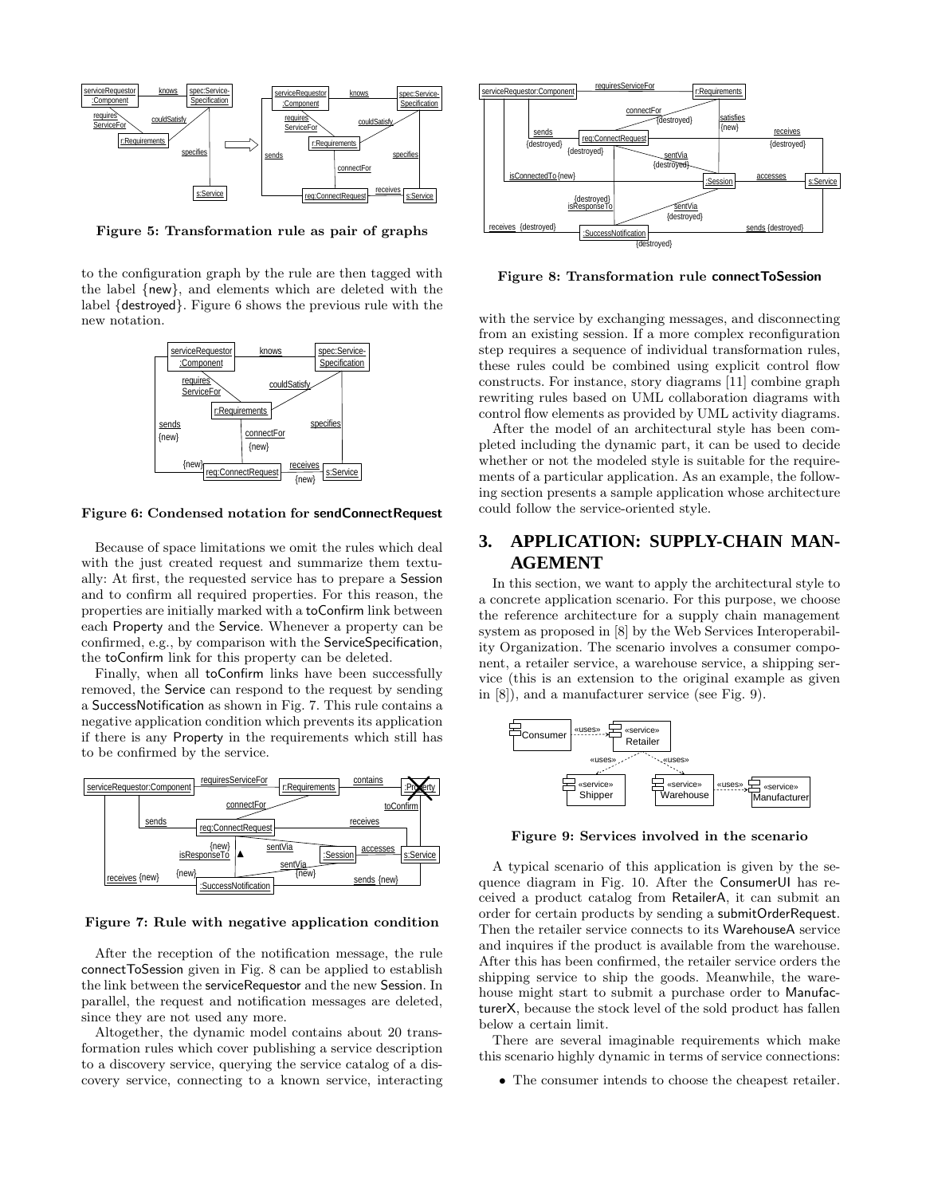Figure 5: Transformation rule as pair of graphs

to the configuration graph by the rule are then tagged with the label {new}, and elements which are deleted with the label {destroyed}. Figure 6 shows the previous rule with the new notation.

Figure 6: Condensed notation for **sendConnectRequest**

Because of space limitations we omit the rules which deal with the just created request and summarize them textually: At first, the requested service has to prepare a Session and to confirm all required properties. For this reason, the properties are initially marked with a toConfirm link between each Property and the Service. Whenever a property can be confirmed, e.g., by comparison with the ServiceSpecification, the toConfirm link for this property can be deleted.

Finally, when all toConfirm links have been successfully removed, the Service can respond to the request by sending a SuccessNotification as shown in Fig. 7. This rule contains a negative application condition which prevents its application if there is any Property in the requirements which still has to be confirmed by the service.

Figure 7: Rule with negative application condition

After the reception of the notification message, the rule connectToSession given in Fig. 8 can be applied to establish the link between the serviceRequestor and the new Session. In parallel, the request and notification messages are deleted, since they are not used any more.

Altogether, the dynamic model contains about 20 transformation rules which cover publishing a service description to a discovery service, querying the service catalog of a discovery service, connecting to a known service, interacting with the service by exchanging messages, and disconnecting from an existing session. If a more complex reconfiguration step requires a sequence of individual transformation rules, these rules could be combined using explicit control flow constructs. For instance, story diagrams [11] combine graph rewriting rules based on UML collaboration diagrams with control flow elements as provided by UML activity diagrams.

Figure 8: Transformation rule **connectToSession**

After the model of an architectural style has been completed including the dynamic part, it can be used to decide whether or not the modeled style is suitable for the requirements of a particular application. As an example, the following section presents a sample application whose architecture could follow the service-oriented style.

# 3. APPLICATION: SUPPLY-CHAIN MANAGEMENT

In this section, we want to apply the architectural style to a concrete application scenario. For this purpose, we choose the reference architecture for a supply chain management system as proposed in [8] by the Web Services Interoperability Organization. The scenario involves a consumer component, a retailer service, a warehouse service, a shipping service (this is an extension to the original example as given in [8]), and a manufacturer service (see Fig. 9).

Figure 9: Services involved in the scenario

A typical scenario of this application is given by the sequence diagram in Fig. 10. After the ConsumerUI has received a product catalog from RetailerA, it can submit an order for certain products by sending a submitOrderRequest. Then the retailer service connects to its WarehouseA service and inquires if the product is available from the warehouse. After this has been confirmed, the retailer service orders the shipping service to ship the goods. Meanwhile, the warehouse might start to submit a purchase order to ManufacturerX, because the stock level of the sold product has fallen below a certain limit.

There are several imaginable requirements which make this scenario highly dynamic in terms of service connections:

- The consumer intends to choose the cheapest retailer.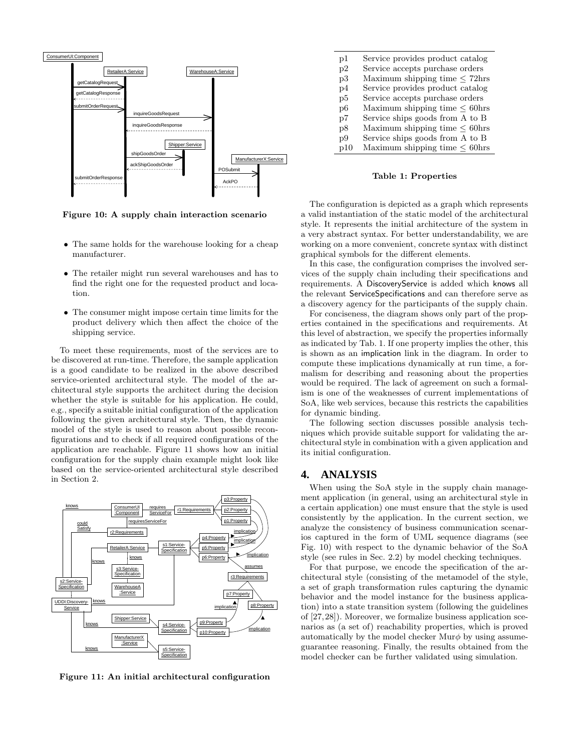Figure 10: A supply chain interaction scenario

- The same holds for the warehouse looking for a cheap manufacturer.
- The retailer might run several warehouses and has to find the right one for the requested product and location.
- The consumer might impose certain time limits for the product delivery which then affect the choice of the shipping service.

To meet these requirements, most of the services are to be discovered at run-time. Therefore, the sample application is a good candidate to be realized in the above described service-oriented architectural style. The model of the architectural style supports the architect during the decision whether the style is suitable for his application. He could, e.g., specify a suitable initial configuration of the application following the given architectural style. Then, the dynamic model of the style is used to reason about possible reconfigurations and to check if all required configurations of the application are reachable. Figure 11 shows how an initial configuration for the supply chain example might look like based on the service-oriented architectural style described in Section 2.

Figure 11: An initial architectural configuration

| | |
|---|---|
| p1 | Service provides product catalog |
| p2 | Service accepts purchase orders |
| p3 | Maximum shipping time $\leq$ 72hrs |
| p4 | Service provides product catalog |
| p5 | Service accepts purchase orders |
| p6 | Maximum shipping time $\leq$ 60hrs |
| p7 | Service ships goods from A to B |
| p8 | Maximum shipping time $\leq$ 60hrs |
| p9 | Service ships goods from A to B |
| p10 | Maximum shipping time $\leq$ 60hrs |

**Table 1: Properties**

The configuration is depicted as a graph which represents a valid instantiation of the static model of the architectural style. It represents the initial architecture of the system in a very abstract syntax. For better understandability, we are working on a more convenient, concrete syntax with distinct graphical symbols for the different elements.

In this case, the configuration comprises the involved services of the supply chain including their specifications and requirements. A DiscoveryService is added which knows all the relevant ServiceSpecifications and can therefore serve as a discovery agency for the participants of the supply chain.

For conciseness, the diagram shows only part of the properties contained in the specifications and requirements. At this level of abstraction, we specify the properties informally as indicated by Tab. 1. If one property implies the other, this is shown as an implication link in the diagram. In order to compute these implications dynamically at run time, a formalism for describing and reasoning about the properties would be required. The lack of agreement on such a formalism is one of the weaknesses of current implementations of SoA, like web services, because this restricts the capabilities for dynamic binding.

The following section discusses possible analysis techniques which provide suitable support for validating the architectural style in combination with a given application and its initial configuration.

## 4. ANALYSIS

When using the SoA style in the supply chain management application (in general, using an architectural style in a certain application) one must ensure that the style is used consistently by the application. In the current section, we analyze the consistency of business communication scenarios captured in the form of UML sequence diagrams (see Fig. 10) with respect to the dynamic behavior of the SoA style (see rules in Sec. 2.2) by model checking techniques.

For that purpose, we encode the specification of the architectural style (consisting of the metamodel of the style, a set of graph transformation rules capturing the dynamic behavior and the model instance for the business application) into a state transition system (following the guidelines of [27,28]). Moreover, we formalize business application scenarios as (a set of) reachability properties, which is proved automatically by the model checker Mur$\phi$ by using assume-guarantee reasoning. Finally, the results obtained from the model checker can be further validated using simulation.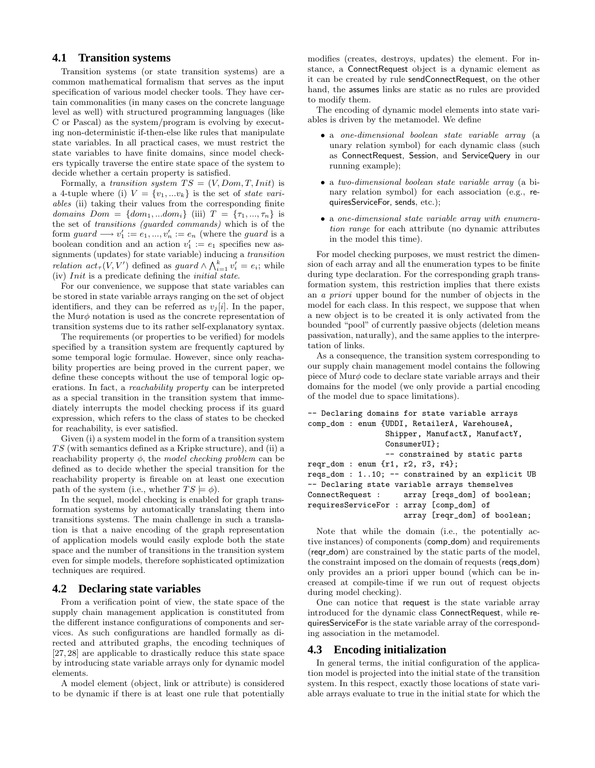## 4.1 Transition systems

Transition systems (or state transition systems) are a common mathematical formalism that serves as the input specification of various model checker tools. They have certain commonalities (in many cases on the concrete language level as well) with structured programming languages (like C or Pascal) as the system/program is evolving by executing non-deterministic if-then-else like rules that manipulate state variables. In all practical cases, we must restrict the state variables to have finite domains, since model checkers typically traverse the entire state space of the system to decide whether a certain property is satisfied.

Formally, a *transition system* $TS = (V, Dom, T, Init)$ is a 4-tuple where (i) $V = \{v_1, ...v_k\}$ is the set of *state variables* (ii) taking their values from the corresponding finite *domains* $Dom = \{dom_1, ...dom_i\}$ (iii) $T = \{\tau_1, ..., \tau_n\}$ is the set of *transitions (guarded commands)* which is of the form $guard \longrightarrow v'_1 := e_1, ..., v'_n := e_n$ (where the *guard* is a boolean condition and an action $v'_1 := e_1$ specifies new assignments (updates) for state variable) inducing a *transition relation* $act_\tau(V, V')$ defined as $guard \wedge \bigwedge_{i=1}^{k} v'_i = e_i$; while (iv) $Init$ is a predicate defining the *initial state*.

For our convenience, we suppose that state variables can be stored in state variable arrays ranging on the set of object identifiers, and they can be referred as $v_j[i]$. In the paper, the Mur$\phi$ notation is used as the concrete representation of transition systems due to its rather self-explanatory syntax.

The requirements (or properties to be verified) for models specified by a transition system are frequently captured by some temporal logic formulae. However, since only reachability properties are being proved in the current paper, we define these concepts without the use of temporal logic operations. In fact, a *reachability property* can be interpreted as a special transition in the transition system that immediately interrupts the model checking process if its guard expression, which refers to the class of states to be checked for reachability, is ever satisfied.

Given (i) a system model in the form of a transition system $TS$ (with semantics defined as a Kripke structure), and (ii) a reachability property $\phi$, the *model checking problem* can be defined as to decide whether the special transition for the reachability property is fireable on at least one execution path of the system (i.e., whether $TS \models \phi$).

In the sequel, model checking is enabled for graph transformation systems by automatically translating them into transitions systems. The main challenge in such a translation is that a naive encoding of the graph representation of application models would easily explode both the state space and the number of transitions in the transition system even for simple models, therefore sophisticated optimization techniques are required.

## 4.2 Declaring state variables

From a verification point of view, the state space of the supply chain management application is constituted from the different instance configurations of components and services. As such configurations are handled formally as directed and attributed graphs, the encoding techniques of [27, 28] are applicable to drastically reduce this state space by introducing state variable arrays only for dynamic model elements.

A model element (object, link or attribute) is considered to be dynamic if there is at least one rule that potentially modifies (creates, destroys, updates) the element. For instance, a ConnectRequest object is a dynamic element as it can be created by rule sendConnectRequest, on the other hand, the assumes links are static as no rules are provided to modify them.

The encoding of dynamic model elements into state variables is driven by the metamodel. We define

- a *one-dimensional boolean state variable array* (a unary relation symbol) for each dynamic class (such as ConnectRequest, Session, and ServiceQuery in our running example);
- a *two-dimensional boolean state variable array* (a binary relation symbol) for each association (e.g., requiresServiceFor, sends, etc.);
- a *one-dimensional state variable array with enumeration range* for each attribute (no dynamic attributes in the model this time).

For model checking purposes, we must restrict the dimension of each array and all the enumeration types to be finite during type declaration. For the corresponding graph transformation system, this restriction implies that there exists an *a priori* upper bound for the number of objects in the model for each class. In this respect, we suppose that when a new object is to be created it is only activated from the bounded "pool" of currently passive objects (deletion means passivation, naturally), and the same applies to the interpretation of links.

As a consequence, the transition system corresponding to our supply chain management model contains the following piece of Mur$\phi$ code to declare state variable arrays and their domains for the model (we only provide a partial encoding of the model due to space limitations).

```
-- Declaring domains for state variable arrays
comp_dom : enum {UDDI, RetailerA, WarehouseA,
                 Shipper, ManufactX, ManufactY,
                 ConsumerUI};
                 -- constrained by static parts
reqr_dom : enum {r1, r2, r3, r4};
reqs_dom : 1..10; -- constrained by an explicit UB
-- Declaring state variable arrays themselves
ConnectRequest :      array [reqs_dom] of boolean;
requiresServiceFor : array [comp_dom] of
                     array [reqr_dom] of boolean;
```

Note that while the domain (i.e., the potentially active instances) of components (comp_dom) and requirements (reqr_dom) are constrained by the static parts of the model, the constraint imposed on the domain of requests (reqs_dom) only provides an a priori upper bound (which can be increased at compile-time if we run out of request objects during model checking).

One can notice that request is the state variable array introduced for the dynamic class ConnectRequest, while requiresServiceFor is the state variable array of the corresponding association in the metamodel.

## 4.3 Encoding initialization

In general terms, the initial configuration of the application model is projected into the initial state of the transition system. In this respect, exactly those locations of state variable arrays evaluate to true in the initial state for which the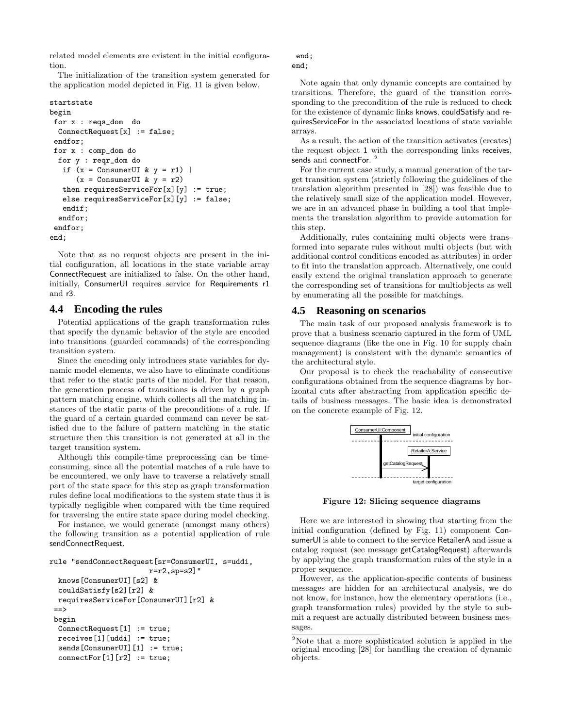related model elements are existent in the initial configuration.

The initialization of the transition system generated for the application model depicted in Fig. 11 is given below.

```
startstate
begin
 for x : reqs_dom  do
  ConnectRequest[x] := false;
 endfor;
 for x : comp_dom do
  for y : reqr_dom do
   if (x = ConsumerUI & y = r1) |
      (x = ConsumerUI & y = r2)
   then requiresServiceFor[x][y] := true;
   else requiresServiceFor[x][y] := false;
   endif;
  endfor;
 endfor;
end;
```

Note that as no request objects are present in the initial configuration, all locations in the state variable array ConnectRequest are initialized to false. On the other hand, initially, ConsumerUI requires service for Requirements r1 and r3.

## 4.4 Encoding the rules

Potential applications of the graph transformation rules that specify the dynamic behavior of the style are encoded into transitions (guarded commands) of the corresponding transition system.

Since the encoding only introduces state variables for dynamic model elements, we also have to eliminate conditions that refer to the static parts of the model. For that reason, the generation process of transitions is driven by a graph pattern matching engine, which collects all the matching instances of the static parts of the preconditions of a rule. If the guard of a certain guarded command can never be satisfied due to the failure of pattern matching in the static structure then this transition is not generated at all in the target transition system.

Although this compile-time preprocessing can be time-consuming, since all the potential matches of a rule have to be encountered, we only have to traverse a relatively small part of the state space for this step as graph transformation rules define local modifications to the system state thus it is typically negligible when compared with the time required for traversing the entire state space during model checking.

For instance, we would generate (amongst many others) the following transition as a potential application of rule sendConnectRequest.

```
rule "sendConnectRequest[sr=ConsumerUI, s=uddi,
                        r=r2,sp=s2]"
  knows[ConsumerUI][s2] &
  couldSatisfy[s2][r2] &
  requiresServiceFor[ConsumerUI][r2] &
 ==>
 begin
  ConnectRequest[1] := true;
  receives[1][uddi] := true;
  sends[ConsumerUI][1] := true;
  connectFor[1][r2] := true;
 end;
end;
```

Note again that only dynamic concepts are contained by transitions. Therefore, the guard of the transition corresponding to the precondition of the rule is reduced to check for the existence of dynamic links knows, couldSatisfy and requiresServiceFor in the associated locations of state variable arrays.

As a result, the action of the transition activates (creates) the request object 1 with the corresponding links receives, sends and connectFor. [2]

For the current case study, a manual generation of the target transition system (strictly following the guidelines of the translation algorithm presented in [28]) was feasible due to the relatively small size of the application model. However, we are in an advanced phase in building a tool that implements the translation algorithm to provide automation for this step.

Additionally, rules containing multi objects were transformed into separate rules without multi objects (but with additional control conditions encoded as attributes) in order to fit into the translation approach. Alternatively, one could easily extend the original translation approach to generate the corresponding set of transitions for multiobjects as well by enumerating all the possible for matchings.

## 4.5 Reasoning on scenarios

The main task of our proposed analysis framework is to prove that a business scenario captured in the form of UML sequence diagrams (like the one in Fig. 10 for supply chain management) is consistent with the dynamic semantics of the architectural style.

Our proposal is to check the reachability of consecutive configurations obtained from the sequence diagrams by horizontal cuts after abstracting from application specific details of business messages. The basic idea is demonstrated on the concrete example of Fig. 12.

ConsumerUI:Component | initial configuration | RetailerA:Service | getCatalogRequest | target configuration

**Figure 12: Slicing sequence diagrams**

Here we are interested in showing that starting from the initial configuration (defined by Fig. 11) component ConsumerUI is able to connect to the service RetailerA and issue a catalog request (see message getCatalogRequest) afterwards by applying the graph transformation rules of the style in a proper sequence.

However, as the application-specific contents of business messages are hidden for an architectural analysis, we do not know, for instance, how the elementary operations (i.e., graph transformation rules) provided by the style to submit a request are actually distributed between business messages.

[2] Note that a more sophisticated solution is applied in the original encoding [28] for handling the creation of dynamic objects.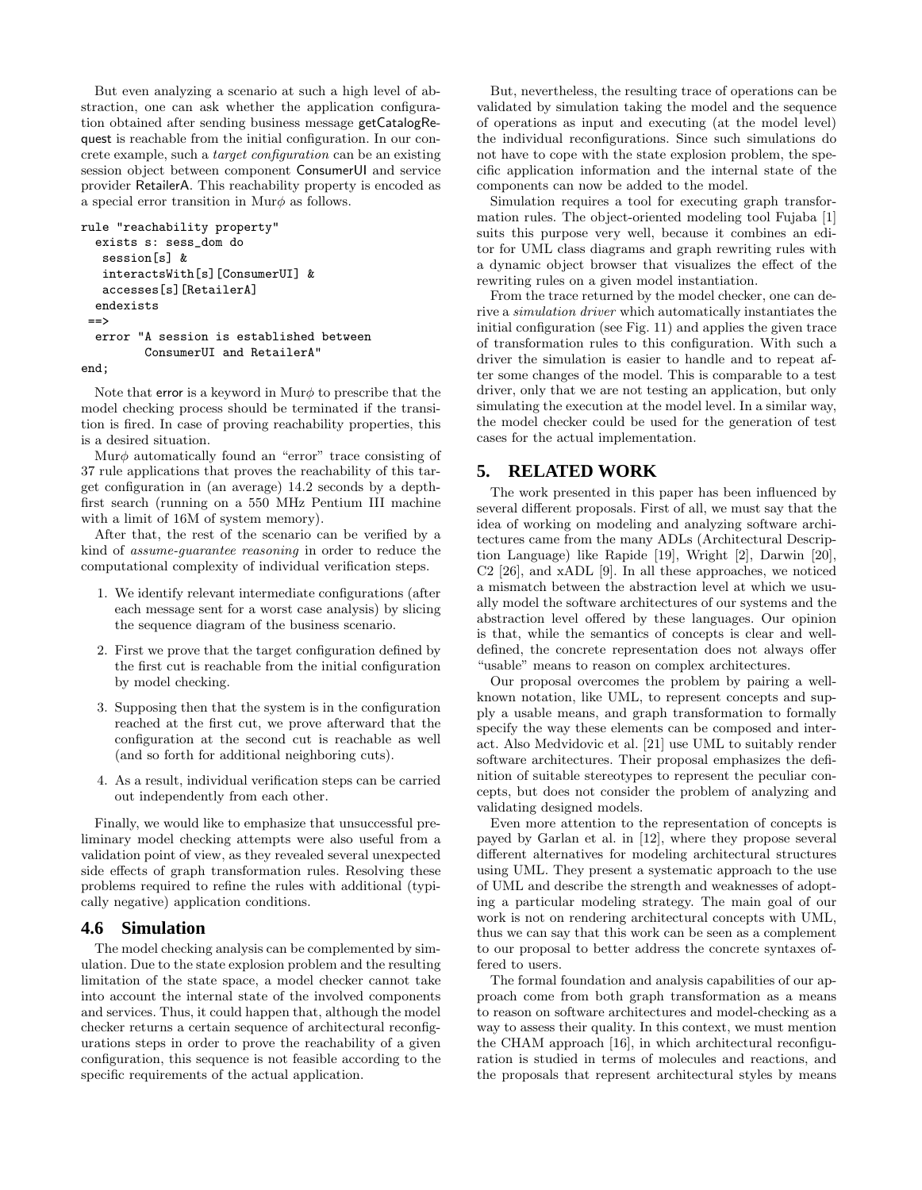But even analyzing a scenario at such a high level of abstraction, one can ask whether the application configuration obtained after sending business message getCatalogRequest is reachable from the initial configuration. In our concrete example, such a *target configuration* can be an existing session object between component ConsumerUI and service provider RetailerA. This reachability property is encoded as a special error transition in Mur$\phi$ as follows.

```
rule "reachability property"
  exists s: sess_dom do
   session[s] &
   interactsWith[s][ConsumerUI] &
   accesses[s][RetailerA]
  endexists
 ==>
  error "A session is established between
         ConsumerUI and RetailerA"
end;
```

Note that error is a keyword in Mur$\phi$ to prescribe that the model checking process should be terminated if the transition is fired. In case of proving reachability properties, this is a desired situation.

Mur$\phi$ automatically found an "error" trace consisting of 37 rule applications that proves the reachability of this target configuration in (an average) 14.2 seconds by a depth-first search (running on a 550 MHz Pentium III machine with a limit of 16M of system memory).

After that, the rest of the scenario can be verified by a kind of *assume-guarantee reasoning* in order to reduce the computational complexity of individual verification steps.

1. We identify relevant intermediate configurations (after each message sent for a worst case analysis) by slicing the sequence diagram of the business scenario.
2. First we prove that the target configuration defined by the first cut is reachable from the initial configuration by model checking.
3. Supposing then that the system is in the configuration reached at the first cut, we prove afterward that the configuration at the second cut is reachable as well (and so forth for additional neighboring cuts).
4. As a result, individual verification steps can be carried out independently from each other.

Finally, we would like to emphasize that unsuccessful preliminary model checking attempts were also useful from a validation point of view, as they revealed several unexpected side effects of graph transformation rules. Resolving these problems required to refine the rules with additional (typically negative) application conditions.

### 4.6 Simulation

The model checking analysis can be complemented by simulation. Due to the state explosion problem and the resulting limitation of the state space, a model checker cannot take into account the internal state of the involved components and services. Thus, it could happen that, although the model checker returns a certain sequence of architectural reconfigurations steps in order to prove the reachability of a given configuration, this sequence is not feasible according to the specific requirements of the actual application.

But, nevertheless, the resulting trace of operations can be validated by simulation taking the model and the sequence of operations as input and executing (at the model level) the individual reconfigurations. Since such simulations do not have to cope with the state explosion problem, the specific application information and the internal state of the components can now be added to the model.

Simulation requires a tool for executing graph transformation rules. The object-oriented modeling tool Fujaba [1] suits this purpose very well, because it combines an editor for UML class diagrams and graph rewriting rules with a dynamic object browser that visualizes the effect of the rewriting rules on a given model instantiation.

From the trace returned by the model checker, one can derive a *simulation driver* which automatically instantiates the initial configuration (see Fig. 11) and applies the given trace of transformation rules to this configuration. With such a driver the simulation is easier to handle and to repeat after some changes of the model. This is comparable to a test driver, only that we are not testing an application, but only simulating the execution at the model level. In a similar way, the model checker could be used for the generation of test cases for the actual implementation.

## 5. RELATED WORK

The work presented in this paper has been influenced by several different proposals. First of all, we must say that the idea of working on modeling and analyzing software architectures came from the many ADLs (Architectural Description Language) like Rapide [19], Wright [2], Darwin [20], C2 [26], and xADL [9]. In all these approaches, we noticed a mismatch between the abstraction level at which we usually model the software architectures of our systems and the abstraction level offered by these languages. Our opinion is that, while the semantics of concepts is clear and well-defined, the concrete representation does not always offer "usable" means to reason on complex architectures.

Our proposal overcomes the problem by pairing a well-known notation, like UML, to represent concepts and supply a usable means, and graph transformation to formally specify the way these elements can be composed and interact. Also Medvidovic et al. [21] use UML to suitably render software architectures. Their proposal emphasizes the definition of suitable stereotypes to represent the peculiar concepts, but does not consider the problem of analyzing and validating designed models.

Even more attention to the representation of concepts is payed by Garlan et al. in [12], where they propose several different alternatives for modeling architectural structures using UML. They present a systematic approach to the use of UML and describe the strength and weaknesses of adopting a particular modeling strategy. The main goal of our work is not on rendering architectural concepts with UML, thus we can say that this work can be seen as a complement to our proposal to better address the concrete syntaxes offered to users.

The formal foundation and analysis capabilities of our approach come from both graph transformation as a means to reason on software architectures and model-checking as a way to assess their quality. In this context, we must mention the CHAM approach [16], in which architectural reconfiguration is studied in terms of molecules and reactions, and the proposals that represent architectural styles by means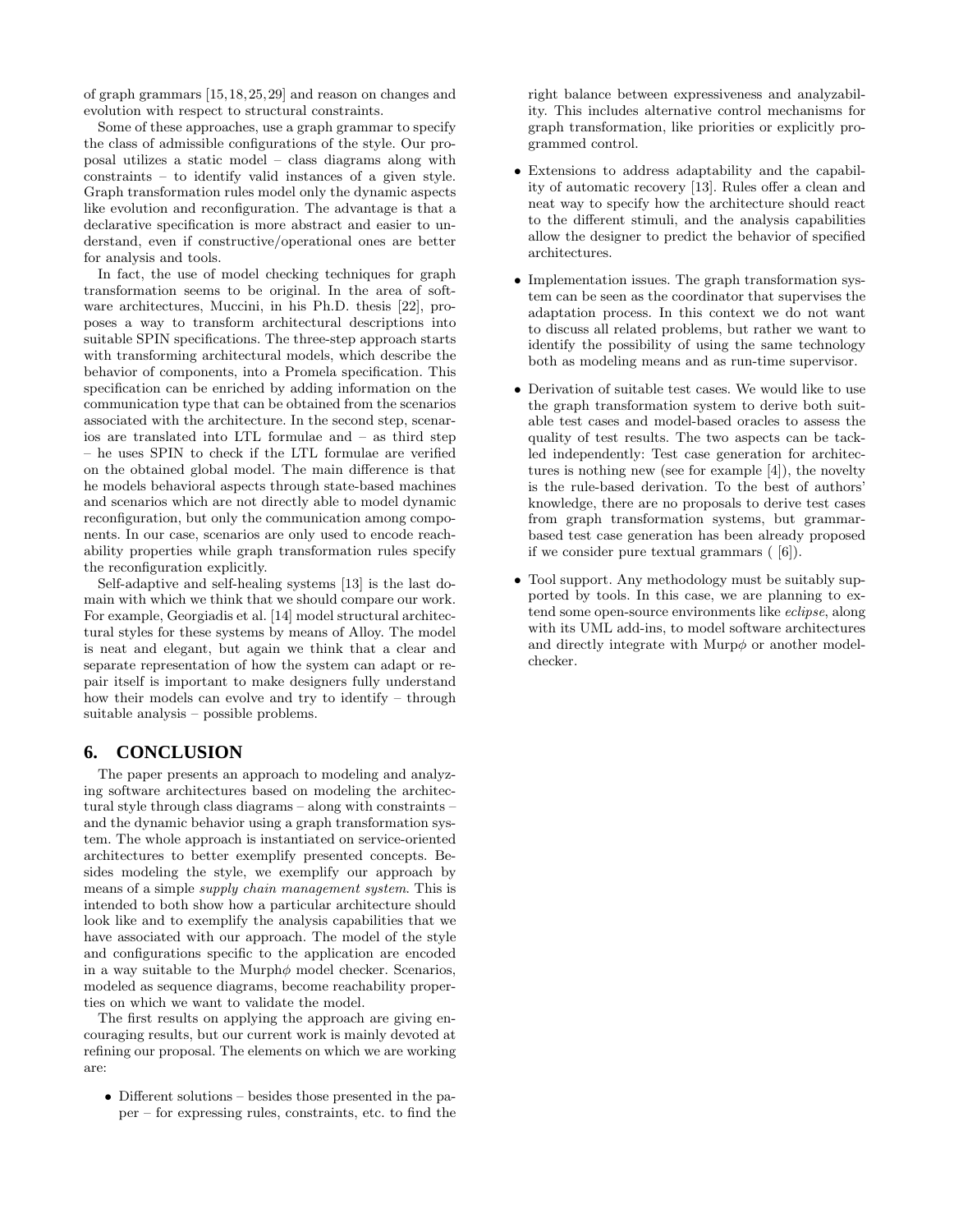of graph grammars [15,18,25,29] and reason on changes and evolution with respect to structural constraints.

Some of these approaches, use a graph grammar to specify the class of admissible configurations of the style. Our proposal utilizes a static model – class diagrams along with constraints – to identify valid instances of a given style. Graph transformation rules model only the dynamic aspects like evolution and reconfiguration. The advantage is that a declarative specification is more abstract and easier to understand, even if constructive/operational ones are better for analysis and tools.

In fact, the use of model checking techniques for graph transformation seems to be original. In the area of software architectures, Muccini, in his Ph.D. thesis [22], proposes a way to transform architectural descriptions into suitable SPIN specifications. The three-step approach starts with transforming architectural models, which describe the behavior of components, into a Promela specification. This specification can be enriched by adding information on the communication type that can be obtained from the scenarios associated with the architecture. In the second step, scenarios are translated into LTL formulae and – as third step – he uses SPIN to check if the LTL formulae are verified on the obtained global model. The main difference is that he models behavioral aspects through state-based machines and scenarios which are not directly able to model dynamic reconfiguration, but only the communication among components. In our case, scenarios are only used to encode reachability properties while graph transformation rules specify the reconfiguration explicitly.

Self-adaptive and self-healing systems [13] is the last domain with which we think that we should compare our work. For example, Georgiadis et al. [14] model structural architectural styles for these systems by means of Alloy. The model is neat and elegant, but again we think that a clear and separate representation of how the system can adapt or repair itself is important to make designers fully understand how their models can evolve and try to identify – through suitable analysis – possible problems.

## 6. CONCLUSION

The paper presents an approach to modeling and analyzing software architectures based on modeling the architectural style through class diagrams – along with constraints – and the dynamic behavior using a graph transformation system. The whole approach is instantiated on service-oriented architectures to better exemplify presented concepts. Besides modeling the style, we exemplify our approach by means of a simple *supply chain management system*. This is intended to both show how a particular architecture should look like and to exemplify the analysis capabilities that we have associated with our approach. The model of the style and configurations specific to the application are encoded in a way suitable to the Murph$\phi$ model checker. Scenarios, modeled as sequence diagrams, become reachability properties on which we want to validate the model.

The first results on applying the approach are giving encouraging results, but our current work is mainly devoted at refining our proposal. The elements on which we are working are:

- Different solutions – besides those presented in the paper – for expressing rules, constraints, etc. to find the right balance between expressiveness and analyzability. This includes alternative control mechanisms for graph transformation, like priorities or explicitly programmed control.
- Extensions to address adaptability and the capability of automatic recovery [13]. Rules offer a clean and neat way to specify how the architecture should react to the different stimuli, and the analysis capabilities allow the designer to predict the behavior of specified architectures.
- Implementation issues. The graph transformation system can be seen as the coordinator that supervises the adaptation process. In this context we do not want to discuss all related problems, but rather we want to identify the possibility of using the same technology both as modeling means and as run-time supervisor.
- Derivation of suitable test cases. We would like to use the graph transformation system to derive both suitable test cases and model-based oracles to assess the quality of test results. The two aspects can be tackled independently: Test case generation for architectures is nothing new (see for example [4]), the novelty is the rule-based derivation. To the best of authors' knowledge, there are no proposals to derive test cases from graph transformation systems, but grammar-based test case generation has been already proposed if we consider pure textual grammars ( [6]).
- Tool support. Any methodology must be suitably supported by tools. In this case, we are planning to extend some open-source environments like *eclipse*, along with its UML add-ins, to model software architectures and directly integrate with Murp$\phi$ or another model-checker.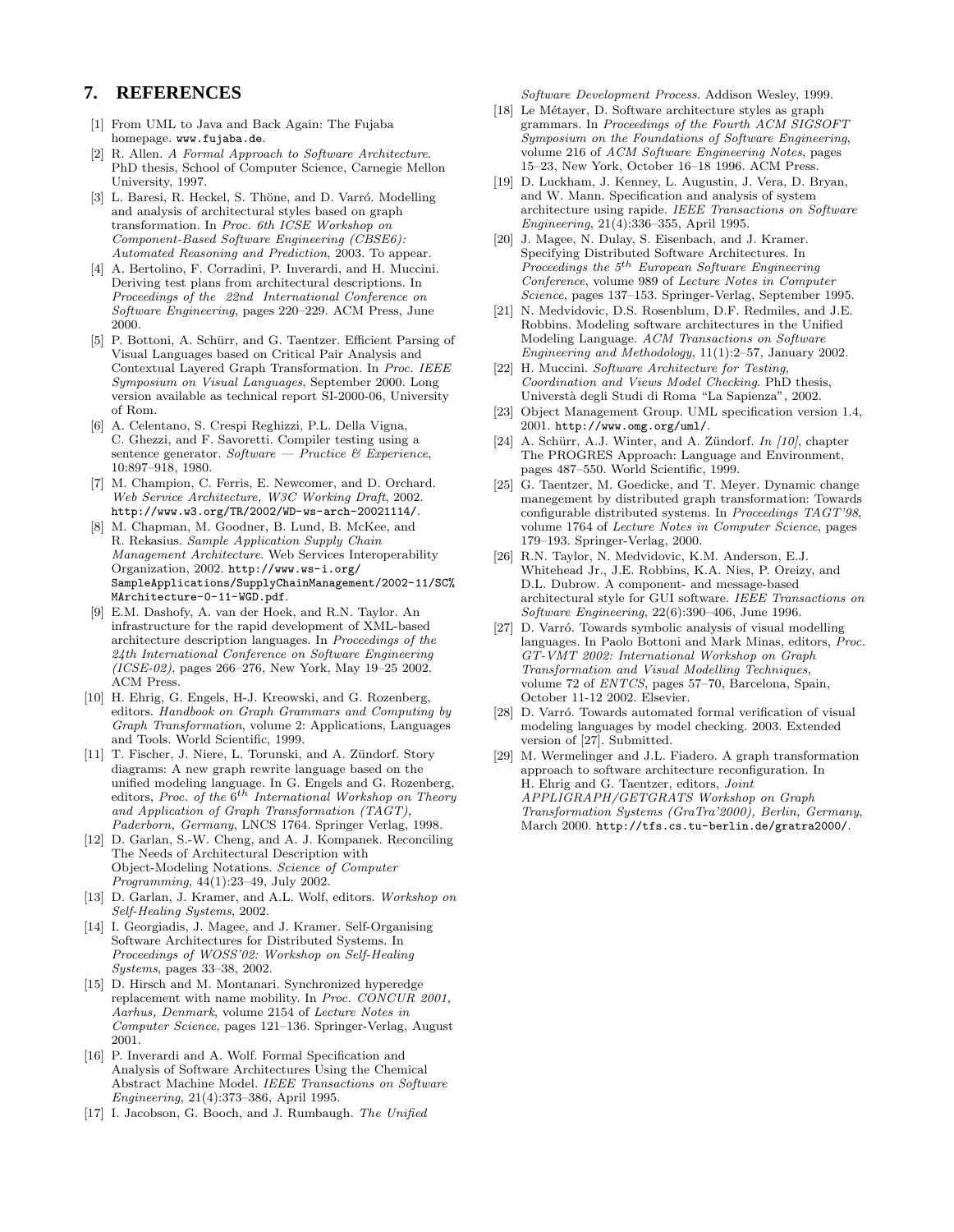## 7. REFERENCES

[1] From UML to Java and Back Again: The Fujaba homepage. www.fujaba.de.

[2] R. Allen. *A Formal Approach to Software Architecture*. PhD thesis, School of Computer Science, Carnegie Mellon University, 1997.

[3] L. Baresi, R. Heckel, S. Thöne, and D. Varró. Modelling and analysis of architectural styles based on graph transformation. In *Proc. 6th ICSE Workshop on Component-Based Software Engineering (CBSE6): Automated Reasoning and Prediction*, 2003. To appear.

[4] A. Bertolino, F. Corradini, P. Inverardi, and H. Muccini. Deriving test plans from architectural descriptions. In *Proceedings of the 22nd International Conference on Software Engineering*, pages 220–229. ACM Press, June 2000.

[5] P. Bottoni, A. Schürr, and G. Taentzer. Efficient Parsing of Visual Languages based on Critical Pair Analysis and Contextual Layered Graph Transformation. In *Proc. IEEE Symposium on Visual Languages*, September 2000. Long version available as technical report SI-2000-06, University of Rom.

[6] A. Celentano, S. Crespi Reghizzi, P.L. Della Vigna, C. Ghezzi, and F. Savoretti. Compiler testing using a sentence generator. *Software — Practice & Experience*, 10:897–918, 1980.

[7] M. Champion, C. Ferris, E. Newcomer, and D. Orchard. *Web Service Architecture, W3C Working Draft*, 2002. http://www.w3.org/TR/2002/WD-ws-arch-20021114/.

[8] M. Chapman, M. Goodner, B. Lund, B. McKee, and R. Rekasius. *Sample Application Supply Chain Management Architecture*. Web Services Interoperability Organization, 2002. http://www.ws-i.org/SampleApplications/SupplyChainManagement/2002-11/SC%MArchitecture-0-11-WGD.pdf.

[9] E.M. Dashofy, A. van der Hoek, and R.N. Taylor. An infrastructure for the rapid development of XML-based architecture description languages. In *Proceedings of the 24th International Conference on Software Engineering (ICSE-02)*, pages 266–276, New York, May 19–25 2002. ACM Press.

[10] H. Ehrig, G. Engels, H-J. Kreowski, and G. Rozenberg, editors. *Handbook on Graph Grammars and Computing by Graph Transformation*, volume 2: Applications, Languages and Tools. World Scientific, 1999.

[11] T. Fischer, J. Niere, L. Torunski, and A. Zündorf. Story diagrams: A new graph rewrite language based on the unified modeling language. In G. Engels and G. Rozenberg, editors, *Proc. of the 6th International Workshop on Theory and Application of Graph Transformation (TAGT), Paderborn, Germany*, LNCS 1764. Springer Verlag, 1998.

[12] D. Garlan, S.-W. Cheng, and A. J. Kompanek. Reconciling The Needs of Architectural Description with Object-Modeling Notations. *Science of Computer Programming*, 44(1):23–49, July 2002.

[13] D. Garlan, J. Kramer, and A.L. Wolf, editors. *Workshop on Self-Healing Systems*, 2002.

[14] I. Georgiadis, J. Magee, and J. Kramer. Self-Organising Software Architectures for Distributed Systems. In *Proceedings of WOSS'02: Workshop on Self-Healing Systems*, pages 33–38, 2002.

[15] D. Hirsch and M. Montanari. Synchronized hyperedge replacement with name mobility. In *Proc. CONCUR 2001, Aarhus, Denmark*, volume 2154 of *Lecture Notes in Computer Science*, pages 121–136. Springer-Verlag, August 2001.

[16] P. Inverardi and A. Wolf. Formal Specification and Analysis of Software Architectures Using the Chemical Abstract Machine Model. *IEEE Transactions on Software Engineering*, 21(4):373–386, April 1995.

[17] I. Jacobson, G. Booch, and J. Rumbaugh. *The Unified Software Development Process*. Addison Wesley, 1999.

[18] Le Métayer, D. Software architecture styles as graph grammars. In *Proceedings of the Fourth ACM SIGSOFT Symposium on the Foundations of Software Engineering*, volume 216 of *ACM Software Engineering Notes*, pages 15–23, New York, October 16–18 1996. ACM Press.

[19] D. Luckham, J. Kenney, L. Augustin, J. Vera, D. Bryan, and W. Mann. Specification and analysis of system architecture using rapide. *IEEE Transactions on Software Engineering*, 21(4):336–355, April 1995.

[20] J. Magee, N. Dulay, S. Eisenbach, and J. Kramer. Specifying Distributed Software Architectures. In *Proceedings the 5th European Software Engineering Conference*, volume 989 of *Lecture Notes in Computer Science*, pages 137–153. Springer-Verlag, September 1995.

[21] N. Medvidovic, D.S. Rosenblum, D.F. Redmiles, and J.E. Robbins. Modeling software architectures in the Unified Modeling Language. *ACM Transactions on Software Engineering and Methodology*, 11(1):2–57, January 2002.

[22] H. Muccini. *Software Architecture for Testing, Coordination and Views Model Checking*. PhD thesis, Universtà degli Studi di Roma "La Sapienza", 2002.

[23] Object Management Group. UML specification version 1.4, 2001. http://www.omg.org/uml/.

[24] A. Schürr, A.J. Winter, and A. Zündorf. *In [10]*, chapter The PROGRES Approach: Language and Environment, pages 487–550. World Scientific, 1999.

[25] G. Taentzer, M. Goedicke, and T. Meyer. Dynamic change manegement by distributed graph transformation: Towards configurable distributed systems. In *Proceedings TAGT'98*, volume 1764 of *Lecture Notes in Computer Science*, pages 179–193. Springer-Verlag, 2000.

[26] R.N. Taylor, N. Medvidovic, K.M. Anderson, E.J. Whitehead Jr., J.E. Robbins, K.A. Nies, P. Oreizy, and D.L. Dubrow. A component- and message-based architectural style for GUI software. *IEEE Transactions on Software Engineering*, 22(6):390–406, June 1996.

[27] D. Varró. Towards symbolic analysis of visual modelling languages. In Paolo Bottoni and Mark Minas, editors, *Proc. GT-VMT 2002: International Workshop on Graph Transformation and Visual Modelling Techniques*, volume 72 of *ENTCS*, pages 57–70, Barcelona, Spain, October 11-12 2002. Elsevier.

[28] D. Varró. Towards automated formal verification of visual modeling languages by model checking. 2003. Extended version of [27]. Submitted.

[29] M. Wermelinger and J.L. Fiadero. A graph transformation approach to software architecture reconfiguration. In H. Ehrig and G. Taentzer, editors, *Joint APPLIGRAPH/GETGRATS Workshop on Graph Transformation Systems (GraTra'2000), Berlin, Germany*, March 2000. http://tfs.cs.tu-berlin.de/gratra2000/.